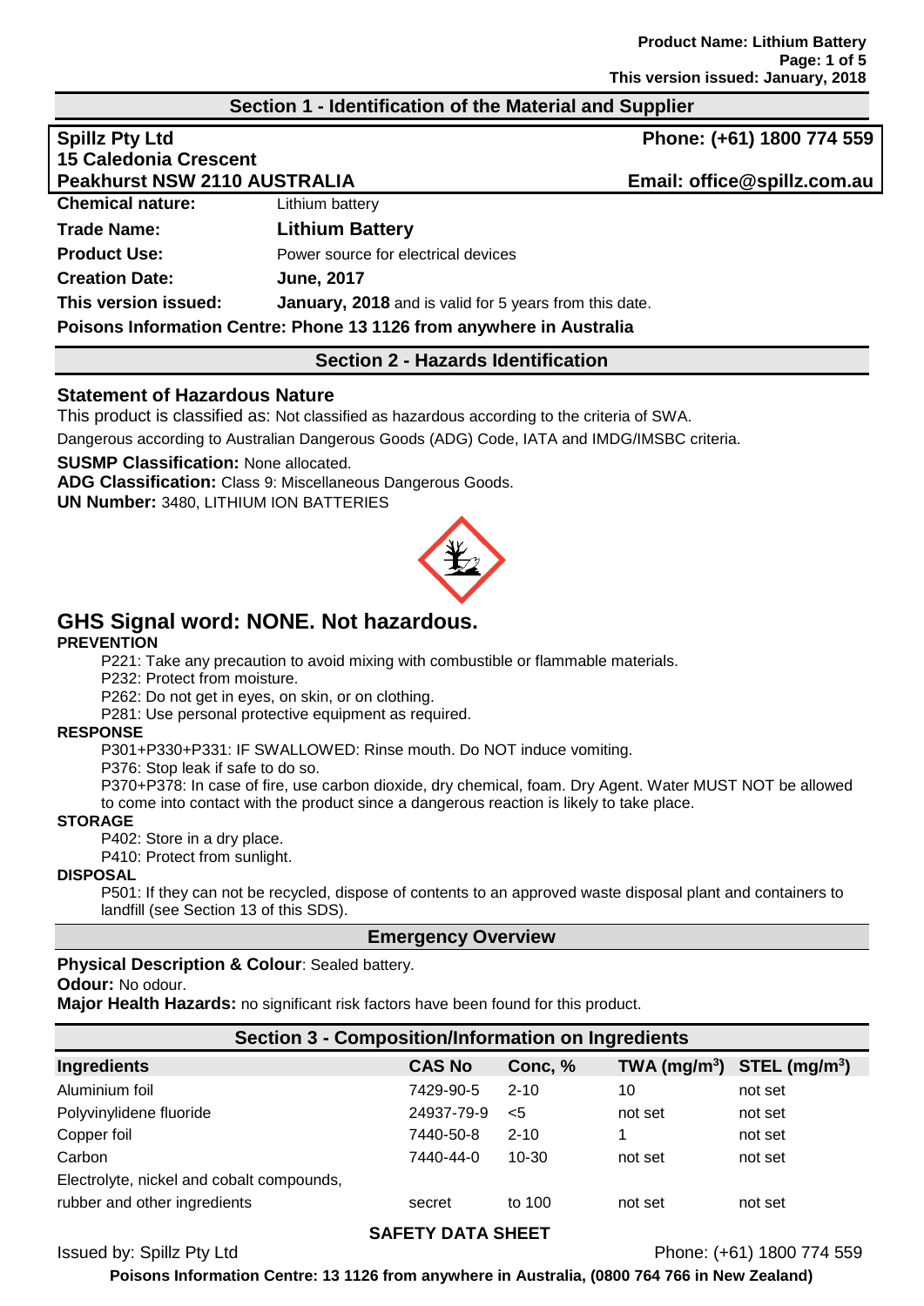## Section 1 - Identification of the Material and Supplier

**Spillz Pty Ltd**
**15 Caledonia Crescent**
**Peakhurst NSW 2110 AUSTRALIA**

**Phone: (+61) 1800 774 559**
**Email: office@spillz.com.au**

| | |
|---|---|
| **Chemical nature:** | Lithium battery |
| **Trade Name:** | **Lithium Battery** |
| **Product Use:** | Power source for electrical devices |
| **Creation Date:** | **June, 2017** |
| **This version issued:** | **January, 2018** and is valid for 5 years from this date. |

**Poisons Information Centre: Phone 13 1126 from anywhere in Australia**

## Section 2 - Hazards Identification

### Statement of Hazardous Nature

This product is classified as: Not classified as hazardous according to the criteria of SWA.

Dangerous according to Australian Dangerous Goods (ADG) Code, IATA and IMDG/IMSBC criteria.

**SUSMP Classification:** None allocated.
**ADG Classification:** Class 9: Miscellaneous Dangerous Goods.
**UN Number:** 3480, LITHIUM ION BATTERIES

# GHS Signal word: NONE. Not hazardous.

**PREVENTION**

P221: Take any precaution to avoid mixing with combustible or flammable materials.
P232: Protect from moisture.
P262: Do not get in eyes, on skin, or on clothing.
P281: Use personal protective equipment as required.

**RESPONSE**

P301+P330+P331: IF SWALLOWED: Rinse mouth. Do NOT induce vomiting.
P376: Stop leak if safe to do so.
P370+P378: In case of fire, use carbon dioxide, dry chemical, foam. Dry Agent. Water MUST NOT be allowed to come into contact with the product since a dangerous reaction is likely to take place.

**STORAGE**

P402: Store in a dry place.
P410: Protect from sunlight.

**DISPOSAL**

P501: If they can not be recycled, dispose of contents to an approved waste disposal plant and containers to landfill (see Section 13 of this SDS).

## Emergency Overview

**Physical Description & Colour**: Sealed battery.
**Odour:** No odour.
**Major Health Hazards:** no significant risk factors have been found for this product.

## Section 3 - Composition/Information on Ingredients

| Ingredients | CAS No | Conc, % | TWA ($mg/m^3$) | STEL ($mg/m^3$) |
|---|---|---|---|---|
| Aluminium foil | 7429-90-5 | 2-10 | 10 | not set |
| Polyvinylidene fluoride | 24937-79-9 | <5 | not set | not set |
| Copper foil | 7440-50-8 | 2-10 | 1 | not set |
| Carbon | 7440-44-0 | 10-30 | not set | not set |
| Electrolyte, nickel and cobalt compounds, rubber and other ingredients | secret | to 100 | not set | not set |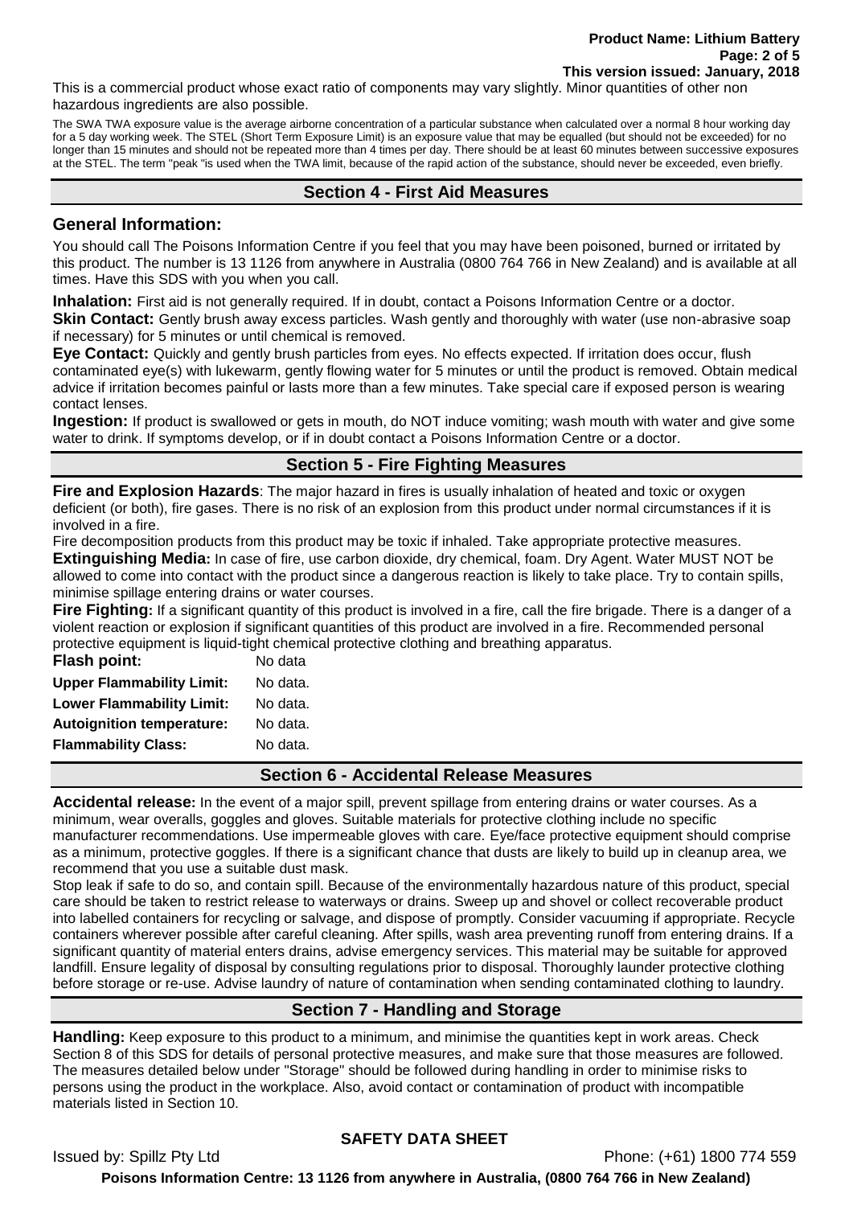This is a commercial product whose exact ratio of components may vary slightly. Minor quantities of other non hazardous ingredients are also possible.

The SWA TWA exposure value is the average airborne concentration of a particular substance when calculated over a normal 8 hour working day for a 5 day working week. The STEL (Short Term Exposure Limit) is an exposure value that may be equalled (but should not be exceeded) for no longer than 15 minutes and should not be repeated more than 4 times per day. There should be at least 60 minutes between successive exposures at the STEL. The term "peak "is used when the TWA limit, because of the rapid action of the substance, should never be exceeded, even briefly.

## Section 4 - First Aid Measures

### General Information:

You should call The Poisons Information Centre if you feel that you may have been poisoned, burned or irritated by this product. The number is 13 1126 from anywhere in Australia (0800 764 766 in New Zealand) and is available at all times. Have this SDS with you when you call.

**Inhalation:** First aid is not generally required. If in doubt, contact a Poisons Information Centre or a doctor.

**Skin Contact:** Gently brush away excess particles. Wash gently and thoroughly with water (use non-abrasive soap if necessary) for 5 minutes or until chemical is removed.

**Eye Contact:** Quickly and gently brush particles from eyes. No effects expected. If irritation does occur, flush contaminated eye(s) with lukewarm, gently flowing water for 5 minutes or until the product is removed. Obtain medical advice if irritation becomes painful or lasts more than a few minutes. Take special care if exposed person is wearing contact lenses.

**Ingestion:** If product is swallowed or gets in mouth, do NOT induce vomiting; wash mouth with water and give some water to drink. If symptoms develop, or if in doubt contact a Poisons Information Centre or a doctor.

## Section 5 - Fire Fighting Measures

**Fire and Explosion Hazards**: The major hazard in fires is usually inhalation of heated and toxic or oxygen deficient (or both), fire gases. There is no risk of an explosion from this product under normal circumstances if it is involved in a fire.

Fire decomposition products from this product may be toxic if inhaled. Take appropriate protective measures.

**Extinguishing Media:** In case of fire, use carbon dioxide, dry chemical, foam. Dry Agent. Water MUST NOT be allowed to come into contact with the product since a dangerous reaction is likely to take place. Try to contain spills, minimise spillage entering drains or water courses.

**Fire Fighting:** If a significant quantity of this product is involved in a fire, call the fire brigade. There is a danger of a violent reaction or explosion if significant quantities of this product are involved in a fire. Recommended personal protective equipment is liquid-tight chemical protective clothing and breathing apparatus.

| | |
|---|---|
| **Flash point:** | No data |
| **Upper Flammability Limit:** | No data. |
| **Lower Flammability Limit:** | No data. |
| **Autoignition temperature:** | No data. |
| **Flammability Class:** | No data. |

## Section 6 - Accidental Release Measures

**Accidental release:** In the event of a major spill, prevent spillage from entering drains or water courses. As a minimum, wear overalls, goggles and gloves. Suitable materials for protective clothing include no specific manufacturer recommendations. Use impermeable gloves with care. Eye/face protective equipment should comprise as a minimum, protective goggles. If there is a significant chance that dusts are likely to build up in cleanup area, we recommend that you use a suitable dust mask.

Stop leak if safe to do so, and contain spill. Because of the environmentally hazardous nature of this product, special care should be taken to restrict release to waterways or drains. Sweep up and shovel or collect recoverable product into labelled containers for recycling or salvage, and dispose of promptly. Consider vacuuming if appropriate. Recycle containers wherever possible after careful cleaning. After spills, wash area preventing runoff from entering drains. If a significant quantity of material enters drains, advise emergency services. This material may be suitable for approved landfill. Ensure legality of disposal by consulting regulations prior to disposal. Thoroughly launder protective clothing before storage or re-use. Advise laundry of nature of contamination when sending contaminated clothing to laundry.

## Section 7 - Handling and Storage

**Handling:** Keep exposure to this product to a minimum, and minimise the quantities kept in work areas. Check Section 8 of this SDS for details of personal protective measures, and make sure that those measures are followed. The measures detailed below under "Storage" should be followed during handling in order to minimise risks to persons using the product in the workplace. Also, avoid contact or contamination of product with incompatible materials listed in Section 10.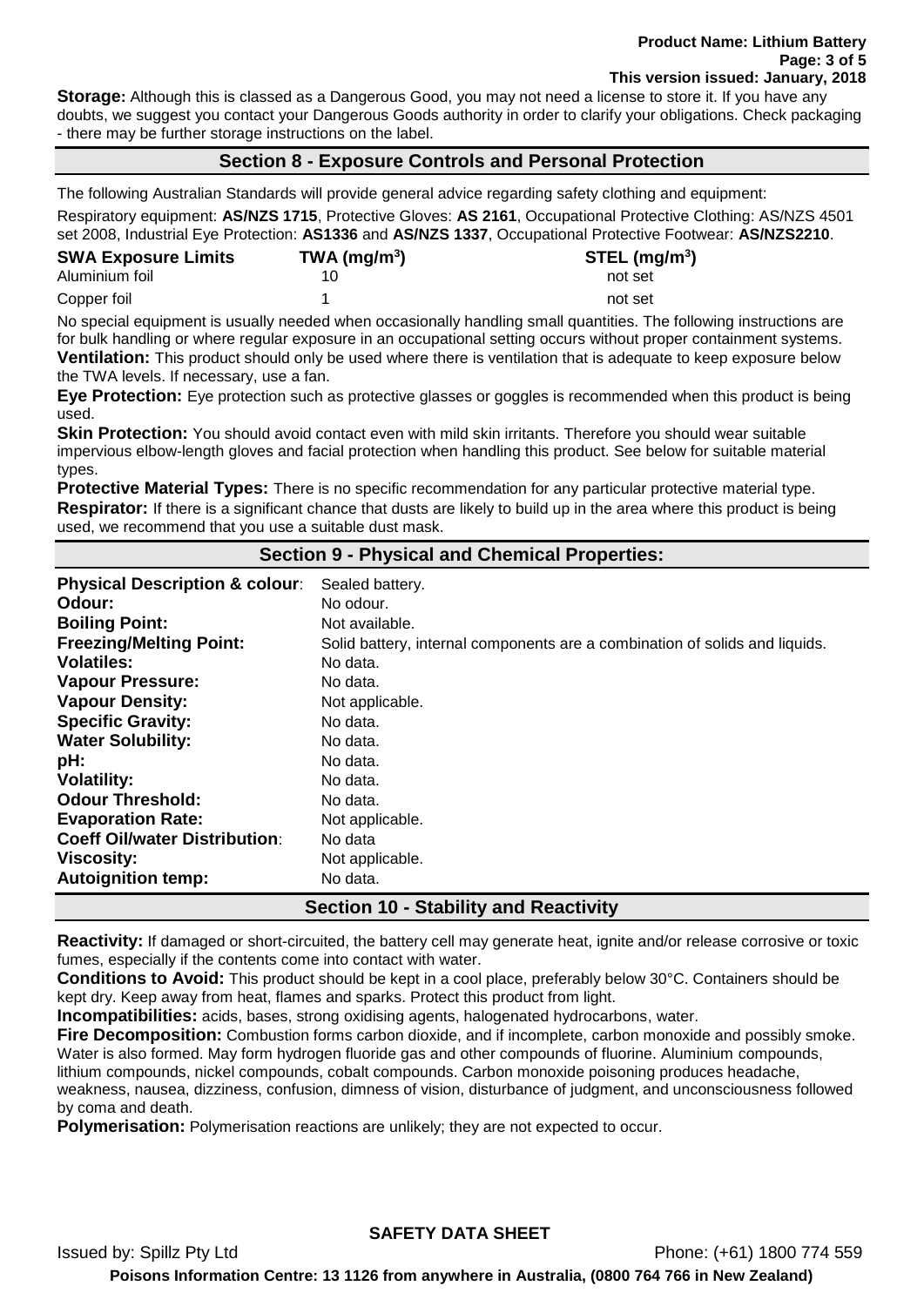**Storage:** Although this is classed as a Dangerous Good, you may not need a license to store it. If you have any doubts, we suggest you contact your Dangerous Goods authority in order to clarify your obligations. Check packaging - there may be further storage instructions on the label.

## Section 8 - Exposure Controls and Personal Protection

The following Australian Standards will provide general advice regarding safety clothing and equipment:

Respiratory equipment: **AS/NZS 1715**, Protective Gloves: **AS 2161**, Occupational Protective Clothing: AS/NZS 4501 set 2008, Industrial Eye Protection: **AS1336** and **AS/NZS 1337**, Occupational Protective Footwear: **AS/NZS2210**.

| SWA Exposure Limits | TWA ($mg/m^3$) | STEL ($mg/m^3$) |
|---|---|---|
| Aluminium foil | 10 | not set |
| Copper foil | 1 | not set |

No special equipment is usually needed when occasionally handling small quantities. The following instructions are for bulk handling or where regular exposure in an occupational setting occurs without proper containment systems.

**Ventilation:** This product should only be used where there is ventilation that is adequate to keep exposure below the TWA levels. If necessary, use a fan.

**Eye Protection:** Eye protection such as protective glasses or goggles is recommended when this product is being used.

**Skin Protection:** You should avoid contact even with mild skin irritants. Therefore you should wear suitable impervious elbow-length gloves and facial protection when handling this product. See below for suitable material types.

**Protective Material Types:** There is no specific recommendation for any particular protective material type.

**Respirator:** If there is a significant chance that dusts are likely to build up in the area where this product is being used, we recommend that you use a suitable dust mask.

## Section 9 - Physical and Chemical Properties:

| | |
|---|---|
| **Physical Description & colour**: | Sealed battery. |
| **Odour:** | No odour. |
| **Boiling Point:** | Not available. |
| **Freezing/Melting Point:** | Solid battery, internal components are a combination of solids and liquids. |
| **Volatiles:** | No data. |
| **Vapour Pressure:** | No data. |
| **Vapour Density:** | Not applicable. |
| **Specific Gravity:** | No data. |
| **Water Solubility:** | No data. |
| **pH:** | No data. |
| **Volatility:** | No data. |
| **Odour Threshold:** | No data. |
| **Evaporation Rate:** | Not applicable. |
| **Coeff Oil/water Distribution**: | No data |
| **Viscosity:** | Not applicable. |
| **Autoignition temp:** | No data. |

## Section 10 - Stability and Reactivity

**Reactivity:** If damaged or short-circuited, the battery cell may generate heat, ignite and/or release corrosive or toxic fumes, especially if the contents come into contact with water.

**Conditions to Avoid:** This product should be kept in a cool place, preferably below 30°C. Containers should be kept dry. Keep away from heat, flames and sparks. Protect this product from light.

**Incompatibilities:** acids, bases, strong oxidising agents, halogenated hydrocarbons, water.

**Fire Decomposition:** Combustion forms carbon dioxide, and if incomplete, carbon monoxide and possibly smoke. Water is also formed. May form hydrogen fluoride gas and other compounds of fluorine. Aluminium compounds, lithium compounds, nickel compounds, cobalt compounds. Carbon monoxide poisoning produces headache, weakness, nausea, dizziness, confusion, dimness of vision, disturbance of judgment, and unconsciousness followed by coma and death.

**Polymerisation:** Polymerisation reactions are unlikely; they are not expected to occur.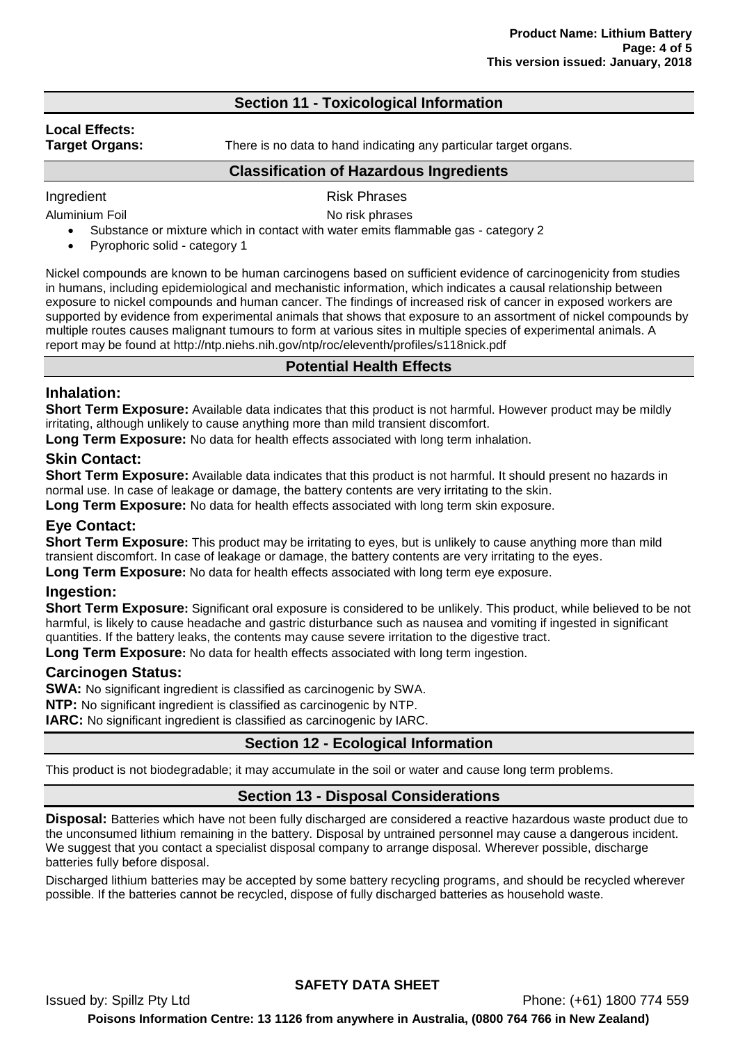## Section 11 - Toxicological Information

**Local Effects:**

**Target Organs:** There is no data to hand indicating any particular target organs.

### Classification of Hazardous Ingredients

| Ingredient | Risk Phrases |
| --- | --- |
| Aluminium Foil | No risk phrases |

- Substance or mixture which in contact with water emits flammable gas - category 2
- Pyrophoric solid - category 1

Nickel compounds are known to be human carcinogens based on sufficient evidence of carcinogenicity from studies in humans, including epidemiological and mechanistic information, which indicates a causal relationship between exposure to nickel compounds and human cancer. The findings of increased risk of cancer in exposed workers are supported by evidence from experimental animals that shows that exposure to an assortment of nickel compounds by multiple routes causes malignant tumours to form at various sites in multiple species of experimental animals. A report may be found at http://ntp.niehs.nih.gov/ntp/roc/eleventh/profiles/s118nick.pdf

### Potential Health Effects

#### Inhalation:

**Short Term Exposure:** Available data indicates that this product is not harmful. However product may be mildly irritating, although unlikely to cause anything more than mild transient discomfort.

**Long Term Exposure:** No data for health effects associated with long term inhalation.

#### Skin Contact:

**Short Term Exposure:** Available data indicates that this product is not harmful. It should present no hazards in normal use. In case of leakage or damage, the battery contents are very irritating to the skin.

**Long Term Exposure:** No data for health effects associated with long term skin exposure.

#### Eye Contact:

**Short Term Exposure:** This product may be irritating to eyes, but is unlikely to cause anything more than mild transient discomfort. In case of leakage or damage, the battery contents are very irritating to the eyes.

**Long Term Exposure:** No data for health effects associated with long term eye exposure.

#### Ingestion:

**Short Term Exposure:** Significant oral exposure is considered to be unlikely. This product, while believed to be not harmful, is likely to cause headache and gastric disturbance such as nausea and vomiting if ingested in significant quantities. If the battery leaks, the contents may cause severe irritation to the digestive tract.

**Long Term Exposure:** No data for health effects associated with long term ingestion.

#### Carcinogen Status:

**SWA:** No significant ingredient is classified as carcinogenic by SWA.

**NTP:** No significant ingredient is classified as carcinogenic by NTP.

**IARC:** No significant ingredient is classified as carcinogenic by IARC.

## Section 12 - Ecological Information

This product is not biodegradable; it may accumulate in the soil or water and cause long term problems.

## Section 13 - Disposal Considerations

**Disposal:** Batteries which have not been fully discharged are considered a reactive hazardous waste product due to the unconsumed lithium remaining in the battery. Disposal by untrained personnel may cause a dangerous incident. We suggest that you contact a specialist disposal company to arrange disposal. Wherever possible, discharge batteries fully before disposal.

Discharged lithium batteries may be accepted by some battery recycling programs, and should be recycled wherever possible. If the batteries cannot be recycled, dispose of fully discharged batteries as household waste.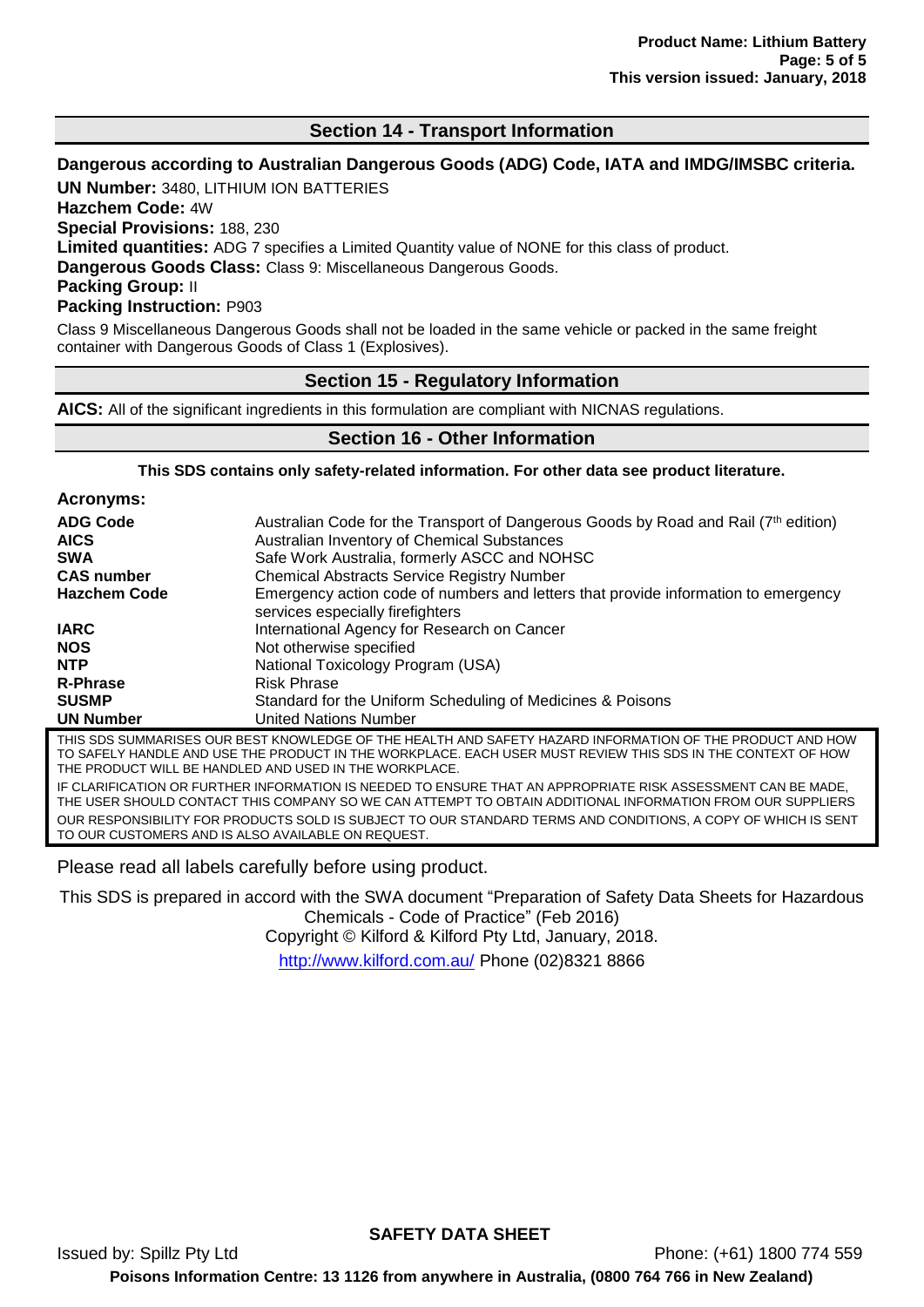## Section 14 - Transport Information

**Dangerous according to Australian Dangerous Goods (ADG) Code, IATA and IMDG/IMSBC criteria.**

**UN Number:** 3480, LITHIUM ION BATTERIES
**Hazchem Code:** 4W
**Special Provisions:** 188, 230
**Limited quantities:** ADG 7 specifies a Limited Quantity value of NONE for this class of product.
**Dangerous Goods Class:** Class 9: Miscellaneous Dangerous Goods.
**Packing Group:** II
**Packing Instruction:** P903

Class 9 Miscellaneous Dangerous Goods shall not be loaded in the same vehicle or packed in the same freight container with Dangerous Goods of Class 1 (Explosives).

## Section 15 - Regulatory Information

**AICS:** All of the significant ingredients in this formulation are compliant with NICNAS regulations.

## Section 16 - Other Information

**This SDS contains only safety-related information. For other data see product literature.**

**Acronyms:**

| | |
|---|---|
| **ADG Code** | Australian Code for the Transport of Dangerous Goods by Road and Rail (7th edition) |
| **AICS** | Australian Inventory of Chemical Substances |
| **SWA** | Safe Work Australia, formerly ASCC and NOHSC |
| **CAS number** | Chemical Abstracts Service Registry Number |
| **Hazchem Code** | Emergency action code of numbers and letters that provide information to emergency services especially firefighters |
| **IARC** | International Agency for Research on Cancer |
| **NOS** | Not otherwise specified |
| **NTP** | National Toxicology Program (USA) |
| **R-Phrase** | Risk Phrase |
| **SUSMP** | Standard for the Uniform Scheduling of Medicines & Poisons |
| **UN Number** | United Nations Number |

THIS SDS SUMMARISES OUR BEST KNOWLEDGE OF THE HEALTH AND SAFETY HAZARD INFORMATION OF THE PRODUCT AND HOW TO SAFELY HANDLE AND USE THE PRODUCT IN THE WORKPLACE. EACH USER MUST REVIEW THIS SDS IN THE CONTEXT OF HOW THE PRODUCT WILL BE HANDLED AND USED IN THE WORKPLACE.

IF CLARIFICATION OR FURTHER INFORMATION IS NEEDED TO ENSURE THAT AN APPROPRIATE RISK ASSESSMENT CAN BE MADE, THE USER SHOULD CONTACT THIS COMPANY SO WE CAN ATTEMPT TO OBTAIN ADDITIONAL INFORMATION FROM OUR SUPPLIERS

OUR RESPONSIBILITY FOR PRODUCTS SOLD IS SUBJECT TO OUR STANDARD TERMS AND CONDITIONS, A COPY OF WHICH IS SENT TO OUR CUSTOMERS AND IS ALSO AVAILABLE ON REQUEST.

Please read all labels carefully before using product.

This SDS is prepared in accord with the SWA document "Preparation of Safety Data Sheets for Hazardous Chemicals - Code of Practice" (Feb 2016)
Copyright © Kilford & Kilford Pty Ltd, January, 2018.
http://www.kilford.com.au/ Phone (02)8321 8866